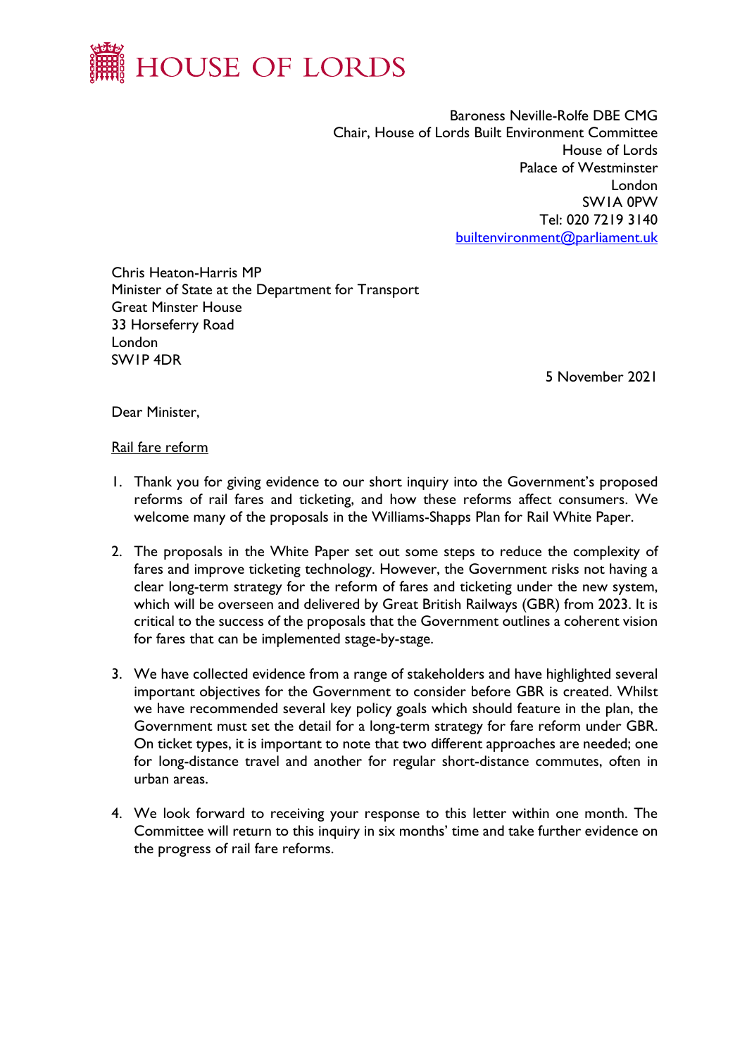# HOUSE OF LORDS

Baroness Neville-Rolfe DBE CMG
Chair, House of Lords Built Environment Committee
House of Lords
Palace of Westminster
London
SW1A 0PW
Tel: 020 7219 3140
builtenvironment@parliament.uk

Chris Heaton-Harris MP
Minister of State at the Department for Transport
Great Minster House
33 Horseferry Road
London
SW1P 4DR

5 November 2021

Dear Minister,

<u>Rail fare reform</u>

1. Thank you for giving evidence to our short inquiry into the Government's proposed reforms of rail fares and ticketing, and how these reforms affect consumers. We welcome many of the proposals in the Williams-Shapps Plan for Rail White Paper.

2. The proposals in the White Paper set out some steps to reduce the complexity of fares and improve ticketing technology. However, the Government risks not having a clear long-term strategy for the reform of fares and ticketing under the new system, which will be overseen and delivered by Great British Railways (GBR) from 2023. It is critical to the success of the proposals that the Government outlines a coherent vision for fares that can be implemented stage-by-stage.

3. We have collected evidence from a range of stakeholders and have highlighted several important objectives for the Government to consider before GBR is created. Whilst we have recommended several key policy goals which should feature in the plan, the Government must set the detail for a long-term strategy for fare reform under GBR. On ticket types, it is important to note that two different approaches are needed; one for long-distance travel and another for regular short-distance commutes, often in urban areas.

4. We look forward to receiving your response to this letter within one month. The Committee will return to this inquiry in six months' time and take further evidence on the progress of rail fare reforms.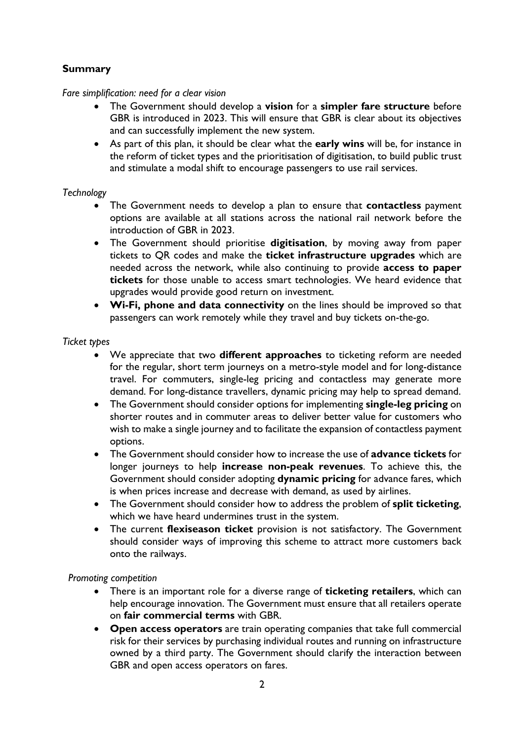## Summary

*Fare simplification: need for a clear vision*

- The Government should develop a **vision** for a **simpler fare structure** before GBR is introduced in 2023. This will ensure that GBR is clear about its objectives and can successfully implement the new system.
- As part of this plan, it should be clear what the **early wins** will be, for instance in the reform of ticket types and the prioritisation of digitisation, to build public trust and stimulate a modal shift to encourage passengers to use rail services.

*Technology*

- The Government needs to develop a plan to ensure that **contactless** payment options are available at all stations across the national rail network before the introduction of GBR in 2023.
- The Government should prioritise **digitisation**, by moving away from paper tickets to QR codes and make the **ticket infrastructure upgrades** which are needed across the network, while also continuing to provide **access to paper tickets** for those unable to access smart technologies. We heard evidence that upgrades would provide good return on investment.
- **Wi-Fi, phone and data connectivity** on the lines should be improved so that passengers can work remotely while they travel and buy tickets on-the-go.

*Ticket types*

- We appreciate that two **different approaches** to ticketing reform are needed for the regular, short term journeys on a metro-style model and for long-distance travel. For commuters, single-leg pricing and contactless may generate more demand. For long-distance travellers, dynamic pricing may help to spread demand.
- The Government should consider options for implementing **single-leg pricing** on shorter routes and in commuter areas to deliver better value for customers who wish to make a single journey and to facilitate the expansion of contactless payment options.
- The Government should consider how to increase the use of **advance tickets** for longer journeys to help **increase non-peak revenues**. To achieve this, the Government should consider adopting **dynamic pricing** for advance fares, which is when prices increase and decrease with demand, as used by airlines.
- The Government should consider how to address the problem of **split ticketing**, which we have heard undermines trust in the system.
- The current **flexiseason ticket** provision is not satisfactory. The Government should consider ways of improving this scheme to attract more customers back onto the railways.

*Promoting competition*

- There is an important role for a diverse range of **ticketing retailers**, which can help encourage innovation. The Government must ensure that all retailers operate on **fair commercial terms** with GBR.
- **Open access operators** are train operating companies that take full commercial risk for their services by purchasing individual routes and running on infrastructure owned by a third party. The Government should clarify the interaction between GBR and open access operators on fares.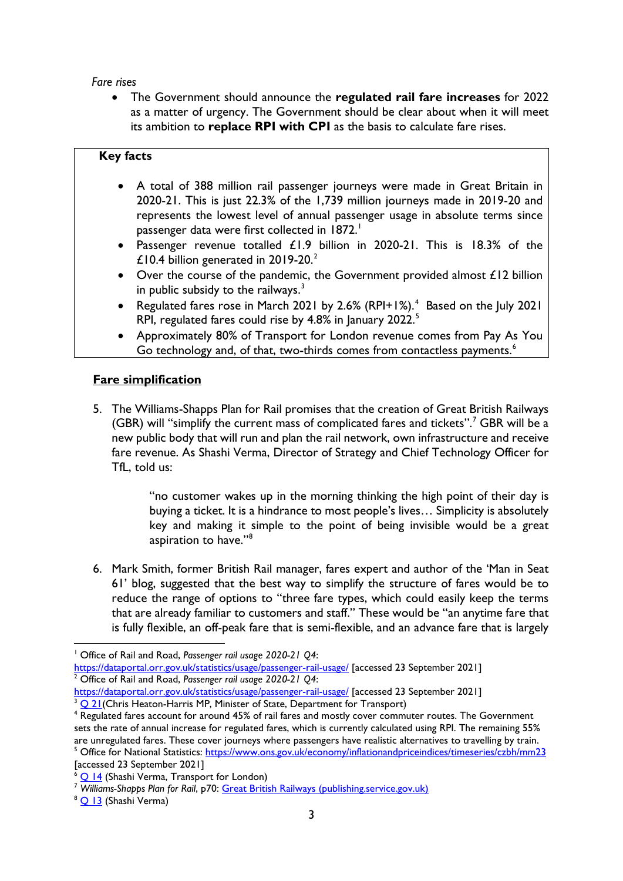*Fare rises*

- The Government should announce the **regulated rail fare increases** for 2022 as a matter of urgency. The Government should be clear about when it will meet its ambition to **replace RPI with CPI** as the basis to calculate fare rises.

**Key facts**

- A total of 388 million rail passenger journeys were made in Great Britain in 2020-21. This is just 22.3% of the 1,739 million journeys made in 2019-20 and represents the lowest level of annual passenger usage in absolute terms since passenger data were first collected in 1872.[1]
- Passenger revenue totalled £1.9 billion in 2020-21. This is 18.3% of the £10.4 billion generated in 2019-20.[2]
- Over the course of the pandemic, the Government provided almost £12 billion in public subsidy to the railways.[3]
- Regulated fares rose in March 2021 by 2.6% (RPI+1%).[4] Based on the July 2021 RPI, regulated fares could rise by 4.8% in January 2022.[5]
- Approximately 80% of Transport for London revenue comes from Pay As You Go technology and, of that, two-thirds comes from contactless payments.[6]

## Fare simplification

5. The Williams-Shapps Plan for Rail promises that the creation of Great British Railways (GBR) will "simplify the current mass of complicated fares and tickets".[7] GBR will be a new public body that will run and plan the rail network, own infrastructure and receive fare revenue. As Shashi Verma, Director of Strategy and Chief Technology Officer for TfL, told us:

> "no customer wakes up in the morning thinking the high point of their day is buying a ticket. It is a hindrance to most people's lives… Simplicity is absolutely key and making it simple to the point of being invisible would be a great aspiration to have."[8]

6. Mark Smith, former British Rail manager, fares expert and author of the 'Man in Seat 61' blog, suggested that the best way to simplify the structure of fares would be to reduce the range of options to "three fare types, which could easily keep the terms that are already familiar to customers and staff." These would be "an anytime fare that is fully flexible, an off-peak fare that is semi-flexible, and an advance fare that is largely

---

[1] Office of Rail and Road, *Passenger rail usage 2020-21 Q4*: https://dataportal.orr.gov.uk/statistics/usage/passenger-rail-usage/ [accessed 23 September 2021]

[2] Office of Rail and Road, *Passenger rail usage 2020-21 Q4*: https://dataportal.orr.gov.uk/statistics/usage/passenger-rail-usage/ [accessed 23 September 2021]

[3] Q 21(Chris Heaton-Harris MP, Minister of State, Department for Transport)

[4] Regulated fares account for around 45% of rail fares and mostly cover commuter routes. The Government sets the rate of annual increase for regulated fares, which is currently calculated using RPI. The remaining 55% are unregulated fares. These cover journeys where passengers have realistic alternatives to travelling by train.

[5] Office for National Statistics: https://www.ons.gov.uk/economy/inflationandpriceindices/timeseries/czbh/mm23 [accessed 23 September 2021]

[6] Q 14 (Shashi Verma, Transport for London)

[7] *Williams-Shapps Plan for Rail*, p70: Great British Railways (publishing.service.gov.uk)

[8] Q 13 (Shashi Verma)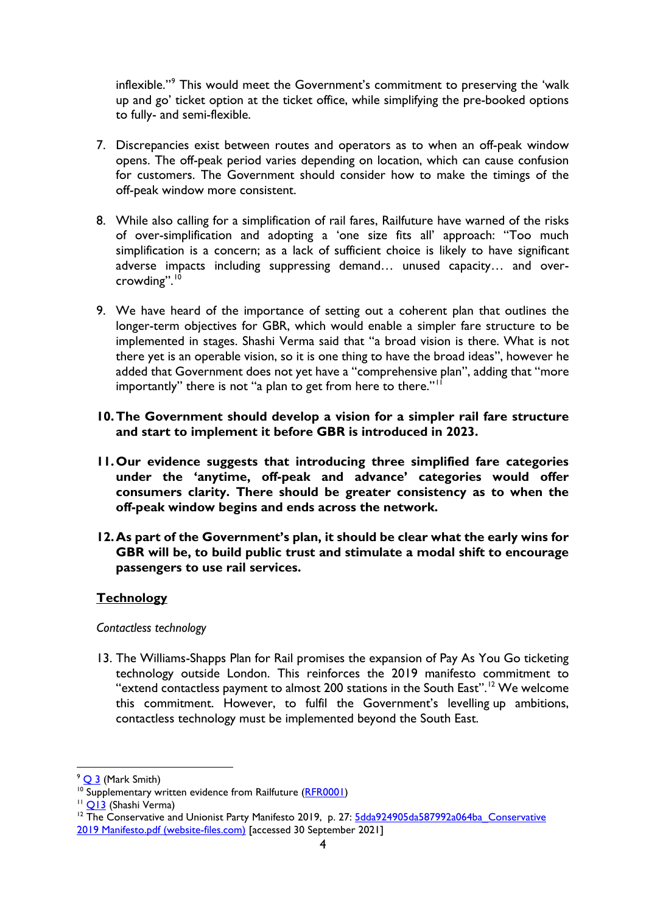inflexible."[9] This would meet the Government's commitment to preserving the 'walk up and go' ticket option at the ticket office, while simplifying the pre-booked options to fully- and semi-flexible.

7. Discrepancies exist between routes and operators as to when an off-peak window opens. The off-peak period varies depending on location, which can cause confusion for customers. The Government should consider how to make the timings of the off-peak window more consistent.

8. While also calling for a simplification of rail fares, Railfuture have warned of the risks of over-simplification and adopting a 'one size fits all' approach: "Too much simplification is a concern; as a lack of sufficient choice is likely to have significant adverse impacts including suppressing demand… unused capacity… and over-crowding".[10]

9. We have heard of the importance of setting out a coherent plan that outlines the longer-term objectives for GBR, which would enable a simpler fare structure to be implemented in stages. Shashi Verma said that "a broad vision is there. What is not there yet is an operable vision, so it is one thing to have the broad ideas", however he added that Government does not yet have a "comprehensive plan", adding that "more importantly" there is not "a plan to get from here to there."[11]

10. **The Government should develop a vision for a simpler rail fare structure and start to implement it before GBR is introduced in 2023.**

11. **Our evidence suggests that introducing three simplified fare categories under the 'anytime, off-peak and advance' categories would offer consumers clarity. There should be greater consistency as to when the off-peak window begins and ends across the network.**

12. **As part of the Government's plan, it should be clear what the early wins for GBR will be, to build public trust and stimulate a modal shift to encourage passengers to use rail services.**

## Technology

*Contactless technology*

13. The Williams-Shapps Plan for Rail promises the expansion of Pay As You Go ticketing technology outside London. This reinforces the 2019 manifesto commitment to "extend contactless payment to almost 200 stations in the South East".[12] We welcome this commitment. However, to fulfil the Government's levelling up ambitions, contactless technology must be implemented beyond the South East.

---

[9] Q 3 (Mark Smith)

[10] Supplementary written evidence from Railfuture (RFR0001)

[11] Q13 (Shashi Verma)

[12] The Conservative and Unionist Party Manifesto 2019, p. 27: 5dda924905da587992a064ba_Conservative 2019 Manifesto.pdf (website-files.com) [accessed 30 September 2021]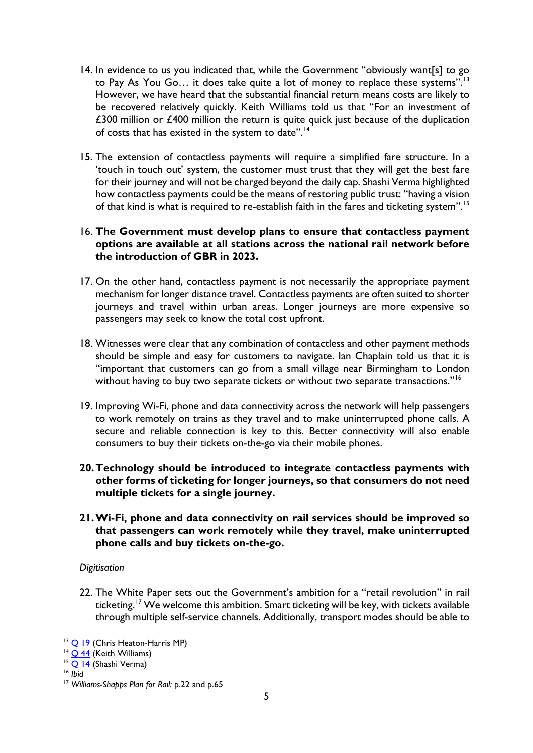14. In evidence to us you indicated that, while the Government "obviously want[s] to go to Pay As You Go… it does take quite a lot of money to replace these systems".[13] However, we have heard that the substantial financial return means costs are likely to be recovered relatively quickly. Keith Williams told us that "For an investment of £300 million or £400 million the return is quite quick just because of the duplication of costs that has existed in the system to date".[14]

15. The extension of contactless payments will require a simplified fare structure. In a 'touch in touch out' system, the customer must trust that they will get the best fare for their journey and will not be charged beyond the daily cap. Shashi Verma highlighted how contactless payments could be the means of restoring public trust: "having a vision of that kind is what is required to re-establish faith in the fares and ticketing system".[15]

16. **The Government must develop plans to ensure that contactless payment options are available at all stations across the national rail network before the introduction of GBR in 2023.**

17. On the other hand, contactless payment is not necessarily the appropriate payment mechanism for longer distance travel. Contactless payments are often suited to shorter journeys and travel within urban areas. Longer journeys are more expensive so passengers may seek to know the total cost upfront.

18. Witnesses were clear that any combination of contactless and other payment methods should be simple and easy for customers to navigate. Ian Chaplain told us that it is "important that customers can go from a small village near Birmingham to London without having to buy two separate tickets or without two separate transactions."[16]

19. Improving Wi-Fi, phone and data connectivity across the network will help passengers to work remotely on trains as they travel and to make uninterrupted phone calls. A secure and reliable connection is key to this. Better connectivity will also enable consumers to buy their tickets on-the-go via their mobile phones.

20. **Technology should be introduced to integrate contactless payments with other forms of ticketing for longer journeys, so that consumers do not need multiple tickets for a single journey.**

21. **Wi-Fi, phone and data connectivity on rail services should be improved so that passengers can work remotely while they travel, make uninterrupted phone calls and buy tickets on-the-go.**

*Digitisation*

22. The White Paper sets out the Government's ambition for a "retail revolution" in rail ticketing.[17] We welcome this ambition. Smart ticketing will be key, with tickets available through multiple self-service channels. Additionally, transport modes should be able to

---

[13] Q 19 (Chris Heaton-Harris MP)

[14] Q 44 (Keith Williams)

[15] Q 14 (Shashi Verma)

[16] *Ibid*

[17] *Williams-Shapps Plan for Rail:* p.22 and p.65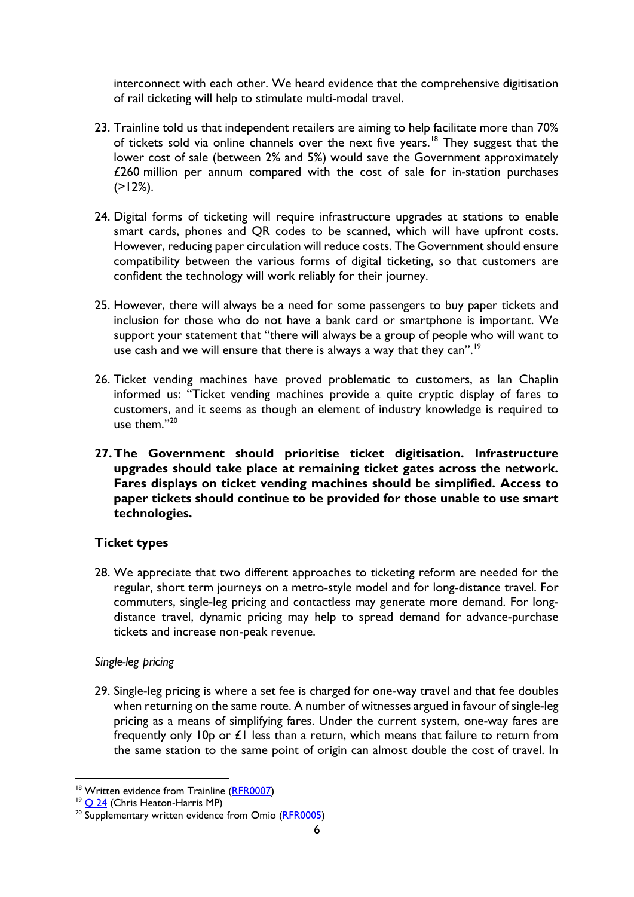interconnect with each other. We heard evidence that the comprehensive digitisation of rail ticketing will help to stimulate multi-modal travel.

23. Trainline told us that independent retailers are aiming to help facilitate more than 70% of tickets sold via online channels over the next five years.[18] They suggest that the lower cost of sale (between 2% and 5%) would save the Government approximately £260 million per annum compared with the cost of sale for in-station purchases (>12%).

24. Digital forms of ticketing will require infrastructure upgrades at stations to enable smart cards, phones and QR codes to be scanned, which will have upfront costs. However, reducing paper circulation will reduce costs. The Government should ensure compatibility between the various forms of digital ticketing, so that customers are confident the technology will work reliably for their journey.

25. However, there will always be a need for some passengers to buy paper tickets and inclusion for those who do not have a bank card or smartphone is important. We support your statement that "there will always be a group of people who will want to use cash and we will ensure that there is always a way that they can".[19]

26. Ticket vending machines have proved problematic to customers, as Ian Chaplin informed us: "Ticket vending machines provide a quite cryptic display of fares to customers, and it seems as though an element of industry knowledge is required to use them."[20]

27. **The Government should prioritise ticket digitisation. Infrastructure upgrades should take place at remaining ticket gates across the network. Fares displays on ticket vending machines should be simplified. Access to paper tickets should continue to be provided for those unable to use smart technologies.**

## Ticket types

28. We appreciate that two different approaches to ticketing reform are needed for the regular, short term journeys on a metro-style model and for long-distance travel. For commuters, single-leg pricing and contactless may generate more demand. For long-distance travel, dynamic pricing may help to spread demand for advance-purchase tickets and increase non-peak revenue.

### *Single-leg pricing*

29. Single-leg pricing is where a set fee is charged for one-way travel and that fee doubles when returning on the same route. A number of witnesses argued in favour of single-leg pricing as a means of simplifying fares. Under the current system, one-way fares are frequently only 10p or £1 less than a return, which means that failure to return from the same station to the same point of origin can almost double the cost of travel. In

---

[18] Written evidence from Trainline (RFR0007)

[19] Q 24 (Chris Heaton-Harris MP)

[20] Supplementary written evidence from Omio (RFR0005)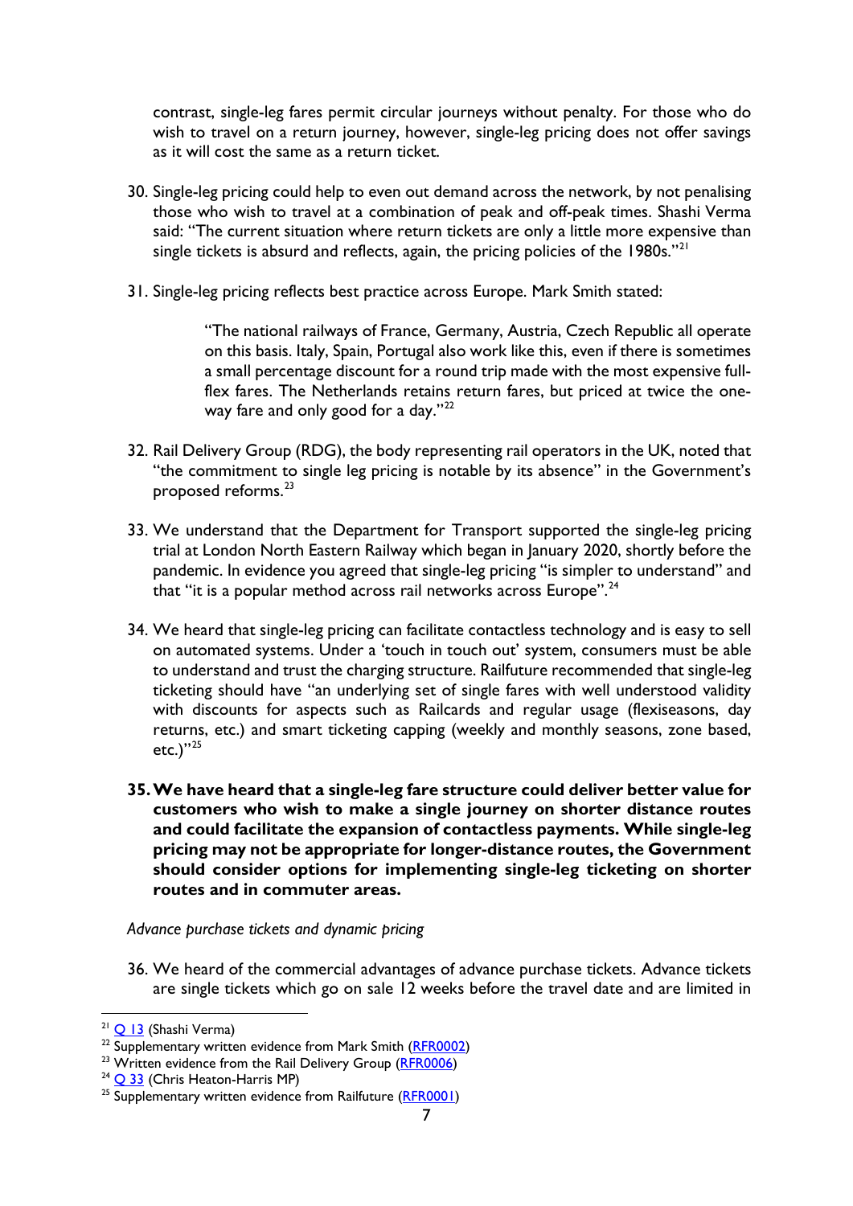contrast, single-leg fares permit circular journeys without penalty. For those who do wish to travel on a return journey, however, single-leg pricing does not offer savings as it will cost the same as a return ticket.

30. Single-leg pricing could help to even out demand across the network, by not penalising those who wish to travel at a combination of peak and off-peak times. Shashi Verma said: "The current situation where return tickets are only a little more expensive than single tickets is absurd and reflects, again, the pricing policies of the 1980s."[21]

31. Single-leg pricing reflects best practice across Europe. Mark Smith stated:

> "The national railways of France, Germany, Austria, Czech Republic all operate on this basis. Italy, Spain, Portugal also work like this, even if there is sometimes a small percentage discount for a round trip made with the most expensive full-flex fares. The Netherlands retains return fares, but priced at twice the one-way fare and only good for a day."[22]

32. Rail Delivery Group (RDG), the body representing rail operators in the UK, noted that "the commitment to single leg pricing is notable by its absence" in the Government's proposed reforms.[23]

33. We understand that the Department for Transport supported the single-leg pricing trial at London North Eastern Railway which began in January 2020, shortly before the pandemic. In evidence you agreed that single-leg pricing "is simpler to understand" and that "it is a popular method across rail networks across Europe".[24]

34. We heard that single-leg pricing can facilitate contactless technology and is easy to sell on automated systems. Under a 'touch in touch out' system, consumers must be able to understand and trust the charging structure. Railfuture recommended that single-leg ticketing should have "an underlying set of single fares with well understood validity with discounts for aspects such as Railcards and regular usage (flexiseasons, day returns, etc.) and smart ticketing capping (weekly and monthly seasons, zone based, etc.)"[25]

**35. We have heard that a single-leg fare structure could deliver better value for customers who wish to make a single journey on shorter distance routes and could facilitate the expansion of contactless payments. While single-leg pricing may not be appropriate for longer-distance routes, the Government should consider options for implementing single-leg ticketing on shorter routes and in commuter areas.**

*Advance purchase tickets and dynamic pricing*

36. We heard of the commercial advantages of advance purchase tickets. Advance tickets are single tickets which go on sale 12 weeks before the travel date and are limited in

[21] Q 13 (Shashi Verma)
[22] Supplementary written evidence from Mark Smith (RFR0002)
[23] Written evidence from the Rail Delivery Group (RFR0006)
[24] Q 33 (Chris Heaton-Harris MP)
[25] Supplementary written evidence from Railfuture (RFR0001)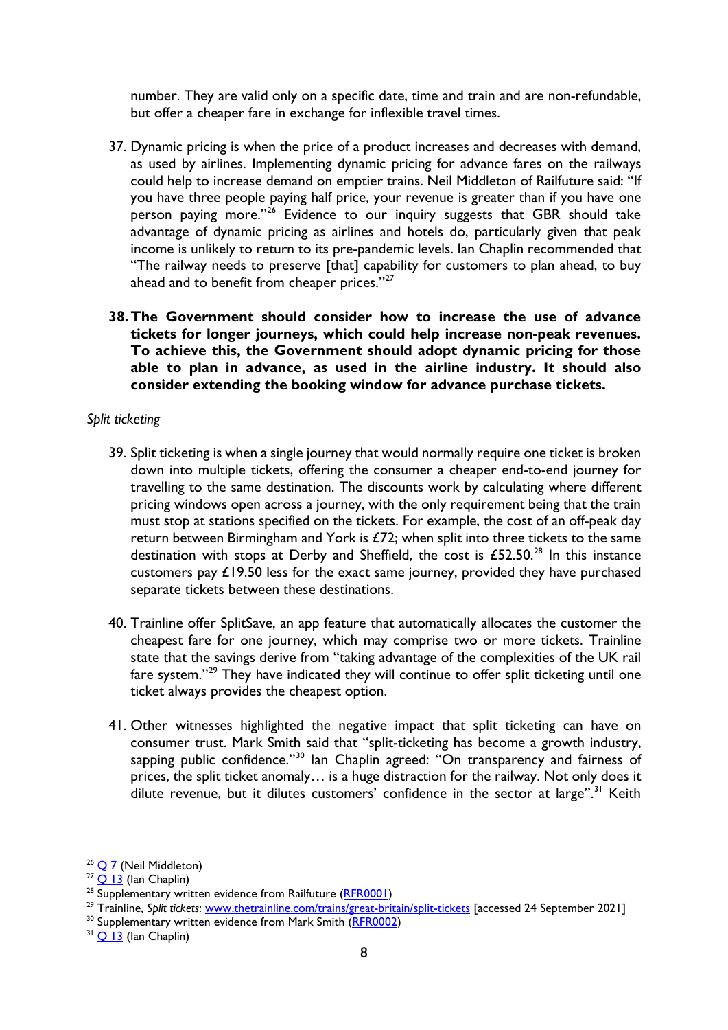number. They are valid only on a specific date, time and train and are non-refundable, but offer a cheaper fare in exchange for inflexible travel times.

37. Dynamic pricing is when the price of a product increases and decreases with demand, as used by airlines. Implementing dynamic pricing for advance fares on the railways could help to increase demand on emptier trains. Neil Middleton of Railfuture said: "If you have three people paying half price, your revenue is greater than if you have one person paying more."[26] Evidence to our inquiry suggests that GBR should take advantage of dynamic pricing as airlines and hotels do, particularly given that peak income is unlikely to return to its pre-pandemic levels. Ian Chaplin recommended that "The railway needs to preserve [that] capability for customers to plan ahead, to buy ahead and to benefit from cheaper prices."[27]

38. **The Government should consider how to increase the use of advance tickets for longer journeys, which could help increase non-peak revenues. To achieve this, the Government should adopt dynamic pricing for those able to plan in advance, as used in the airline industry. It should also consider extending the booking window for advance purchase tickets.**

*Split ticketing*

39. Split ticketing is when a single journey that would normally require one ticket is broken down into multiple tickets, offering the consumer a cheaper end-to-end journey for travelling to the same destination. The discounts work by calculating where different pricing windows open across a journey, with the only requirement being that the train must stop at stations specified on the tickets. For example, the cost of an off-peak day return between Birmingham and York is £72; when split into three tickets to the same destination with stops at Derby and Sheffield, the cost is £52.50.[28] In this instance customers pay £19.50 less for the exact same journey, provided they have purchased separate tickets between these destinations.

40. Trainline offer SplitSave, an app feature that automatically allocates the customer the cheapest fare for one journey, which may comprise two or more tickets. Trainline state that the savings derive from "taking advantage of the complexities of the UK rail fare system."[29] They have indicated they will continue to offer split ticketing until one ticket always provides the cheapest option.

41. Other witnesses highlighted the negative impact that split ticketing can have on consumer trust. Mark Smith said that "split-ticketing has become a growth industry, sapping public confidence."[30] Ian Chaplin agreed: "On transparency and fairness of prices, the split ticket anomaly… is a huge distraction for the railway. Not only does it dilute revenue, but it dilutes customers' confidence in the sector at large".[31] Keith

---

[26] Q 7 (Neil Middleton)
[27] Q 13 (Ian Chaplin)
[28] Supplementary written evidence from Railfuture (RFR0001)
[29] Trainline, *Split tickets*: www.thetrainline.com/trains/great-britain/split-tickets [accessed 24 September 2021]
[30] Supplementary written evidence from Mark Smith (RFR0002)
[31] Q 13 (Ian Chaplin)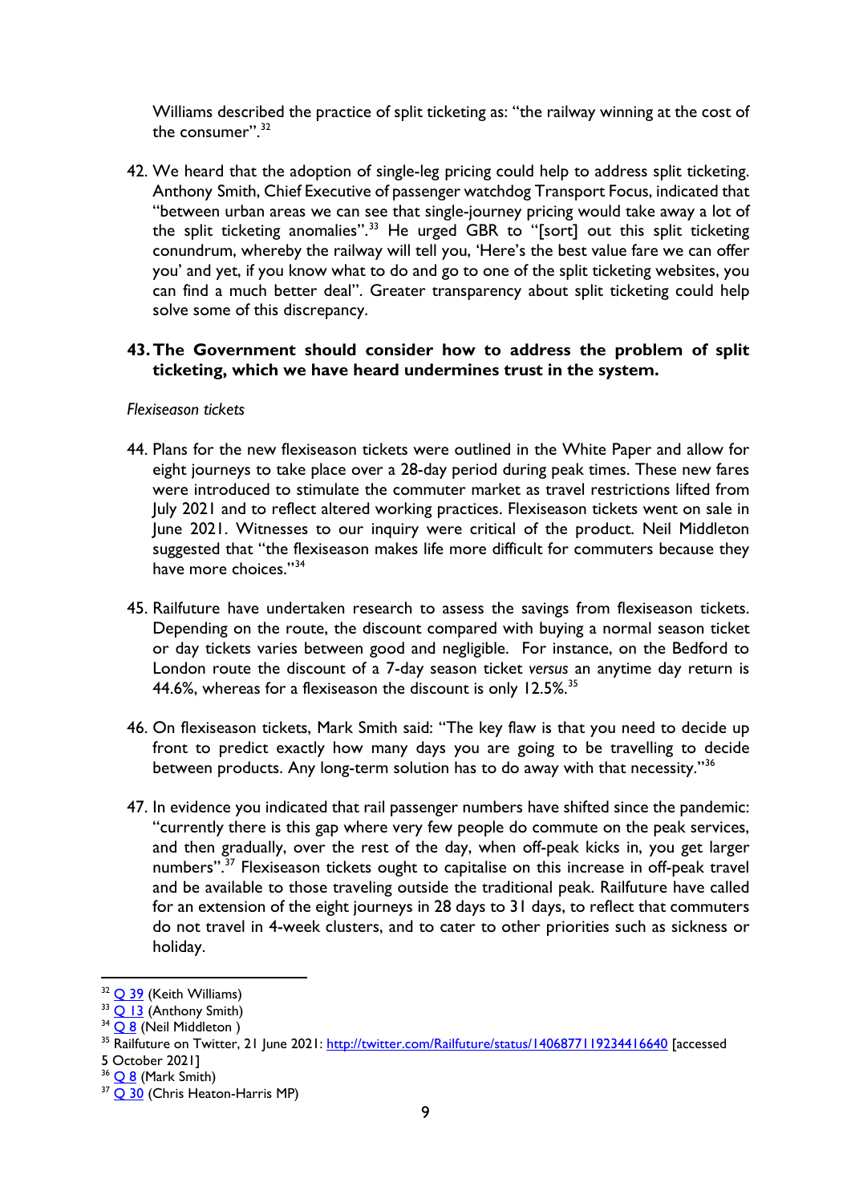Williams described the practice of split ticketing as: "the railway winning at the cost of the consumer".[32]

42. We heard that the adoption of single-leg pricing could help to address split ticketing. Anthony Smith, Chief Executive of passenger watchdog Transport Focus, indicated that "between urban areas we can see that single-journey pricing would take away a lot of the split ticketing anomalies".[33] He urged GBR to "[sort] out this split ticketing conundrum, whereby the railway will tell you, 'Here's the best value fare we can offer you' and yet, if you know what to do and go to one of the split ticketing websites, you can find a much better deal". Greater transparency about split ticketing could help solve some of this discrepancy.

**43. The Government should consider how to address the problem of split ticketing, which we have heard undermines trust in the system.**

*Flexiseason tickets*

44. Plans for the new flexiseason tickets were outlined in the White Paper and allow for eight journeys to take place over a 28-day period during peak times. These new fares were introduced to stimulate the commuter market as travel restrictions lifted from July 2021 and to reflect altered working practices. Flexiseason tickets went on sale in June 2021. Witnesses to our inquiry were critical of the product. Neil Middleton suggested that "the flexiseason makes life more difficult for commuters because they have more choices."[34]

45. Railfuture have undertaken research to assess the savings from flexiseason tickets. Depending on the route, the discount compared with buying a normal season ticket or day tickets varies between good and negligible. For instance, on the Bedford to London route the discount of a 7-day season ticket *versus* an anytime day return is 44.6%, whereas for a flexiseason the discount is only 12.5%.[35]

46. On flexiseason tickets, Mark Smith said: "The key flaw is that you need to decide up front to predict exactly how many days you are going to be travelling to decide between products. Any long-term solution has to do away with that necessity."[36]

47. In evidence you indicated that rail passenger numbers have shifted since the pandemic: "currently there is this gap where very few people do commute on the peak services, and then gradually, over the rest of the day, when off-peak kicks in, you get larger numbers".[37] Flexiseason tickets ought to capitalise on this increase in off-peak travel and be available to those traveling outside the traditional peak. Railfuture have called for an extension of the eight journeys in 28 days to 31 days, to reflect that commuters do not travel in 4-week clusters, and to cater to other priorities such as sickness or holiday.

---

[32] Q 39 (Keith Williams)

[33] Q 13 (Anthony Smith)

[34] Q 8 (Neil Middleton )

[35] Railfuture on Twitter, 21 June 2021: http://twitter.com/Railfuture/status/1406877119234416640 [accessed 5 October 2021]

[36] Q 8 (Mark Smith)

[37] Q 30 (Chris Heaton-Harris MP)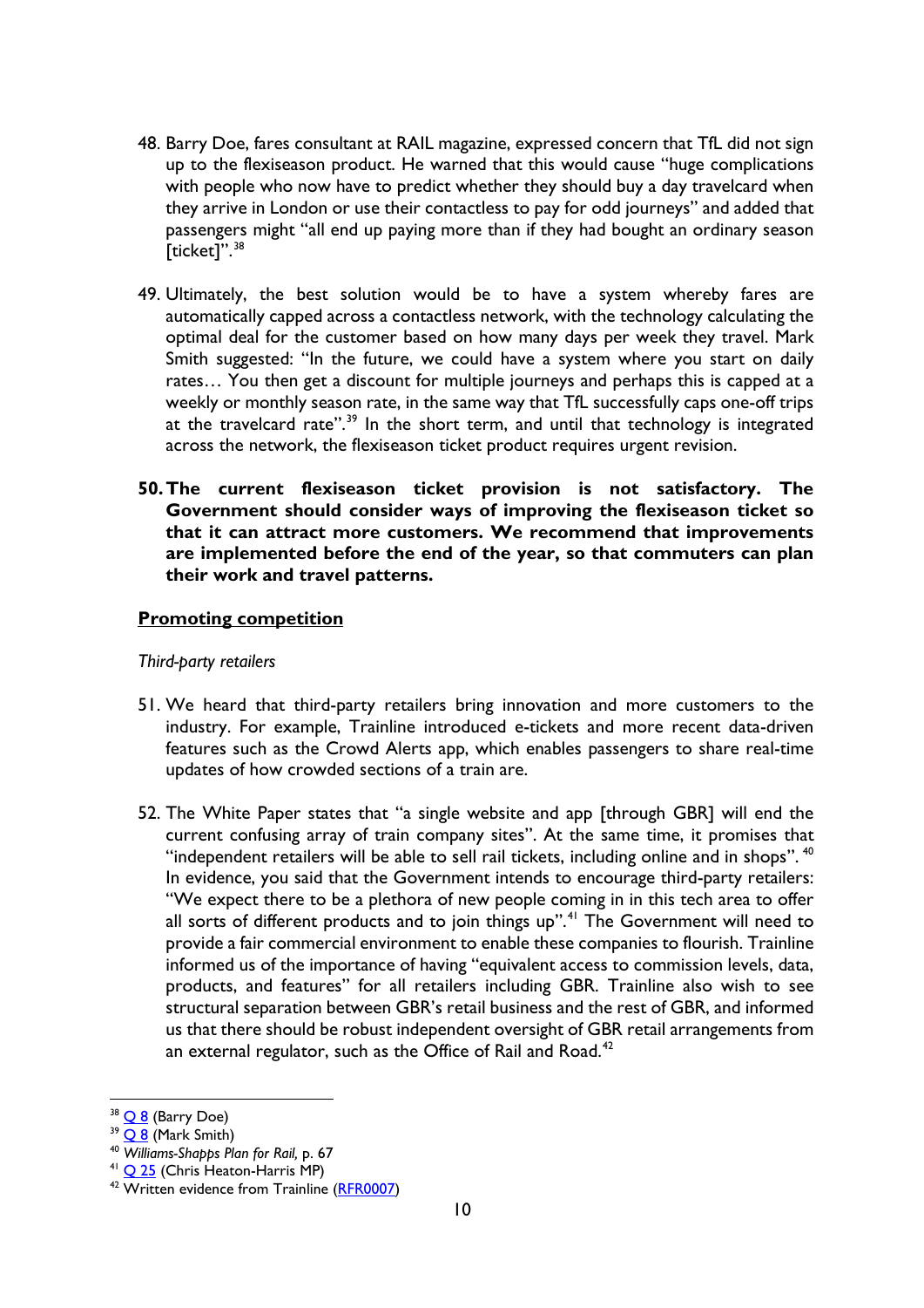48. Barry Doe, fares consultant at RAIL magazine, expressed concern that TfL did not sign up to the flexiseason product. He warned that this would cause "huge complications with people who now have to predict whether they should buy a day travelcard when they arrive in London or use their contactless to pay for odd journeys" and added that passengers might "all end up paying more than if they had bought an ordinary season [ticket]".[38]

49. Ultimately, the best solution would be to have a system whereby fares are automatically capped across a contactless network, with the technology calculating the optimal deal for the customer based on how many days per week they travel. Mark Smith suggested: "In the future, we could have a system where you start on daily rates… You then get a discount for multiple journeys and perhaps this is capped at a weekly or monthly season rate, in the same way that TfL successfully caps one-off trips at the travelcard rate".[39] In the short term, and until that technology is integrated across the network, the flexiseason ticket product requires urgent revision.

**50. The current flexiseason ticket provision is not satisfactory. The Government should consider ways of improving the flexiseason ticket so that it can attract more customers. We recommend that improvements are implemented before the end of the year, so that commuters can plan their work and travel patterns.**

## Promoting competition

*Third-party retailers*

51. We heard that third-party retailers bring innovation and more customers to the industry. For example, Trainline introduced e-tickets and more recent data-driven features such as the Crowd Alerts app, which enables passengers to share real-time updates of how crowded sections of a train are.

52. The White Paper states that "a single website and app [through GBR] will end the current confusing array of train company sites". At the same time, it promises that "independent retailers will be able to sell rail tickets, including online and in shops".[40] In evidence, you said that the Government intends to encourage third-party retailers: "We expect there to be a plethora of new people coming in in this tech area to offer all sorts of different products and to join things up".[41] The Government will need to provide a fair commercial environment to enable these companies to flourish. Trainline informed us of the importance of having "equivalent access to commission levels, data, products, and features" for all retailers including GBR. Trainline also wish to see structural separation between GBR's retail business and the rest of GBR, and informed us that there should be robust independent oversight of GBR retail arrangements from an external regulator, such as the Office of Rail and Road.[42]

---

[38] Q 8 (Barry Doe)

[39] Q 8 (Mark Smith)

[40] *Williams-Shapps Plan for Rail,* p. 67

[41] Q 25 (Chris Heaton-Harris MP)

[42] Written evidence from Trainline (RFR0007)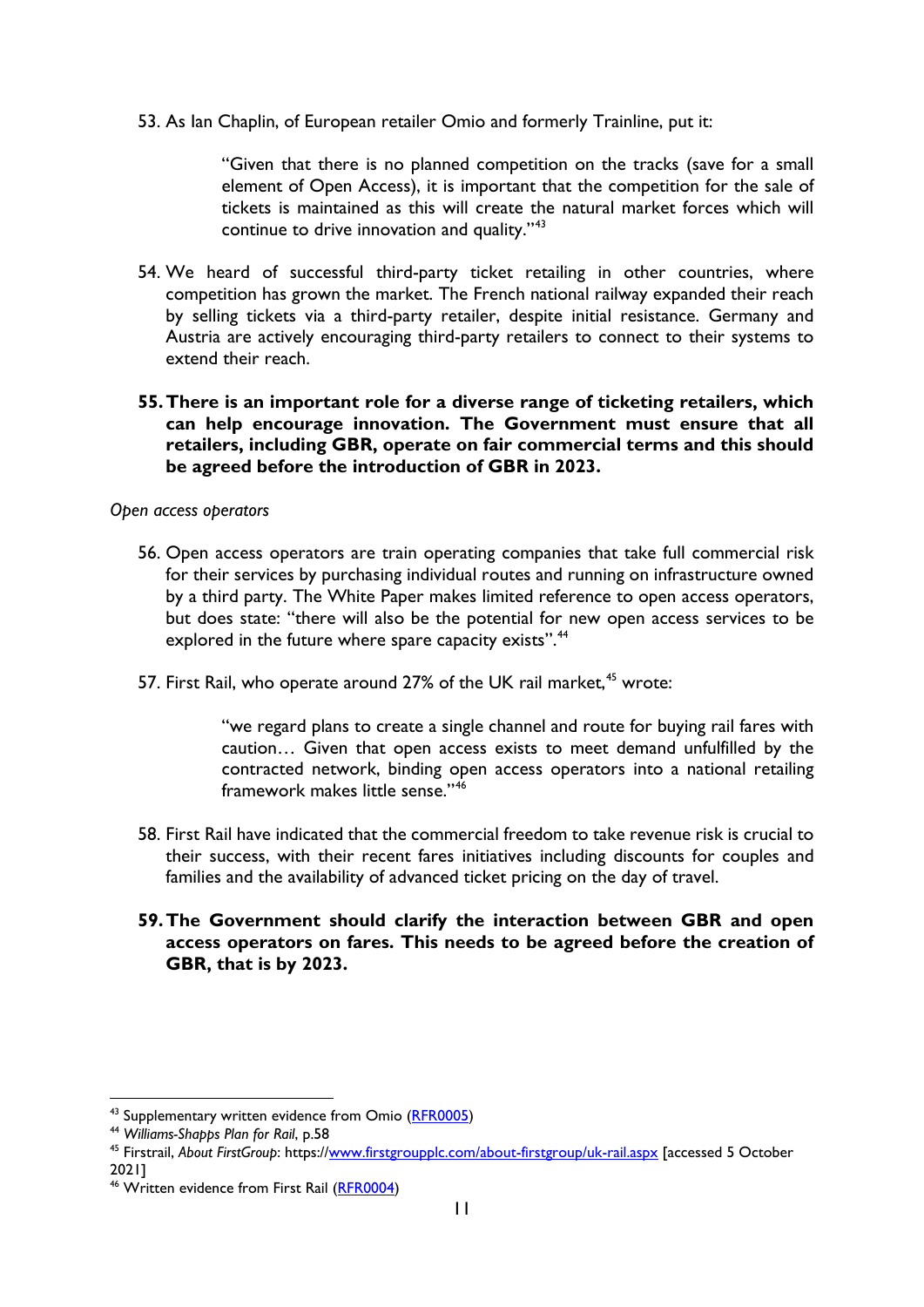53. As Ian Chaplin, of European retailer Omio and formerly Trainline, put it:

> "Given that there is no planned competition on the tracks (save for a small element of Open Access), it is important that the competition for the sale of tickets is maintained as this will create the natural market forces which will continue to drive innovation and quality."[43]

54. We heard of successful third-party ticket retailing in other countries, where competition has grown the market. The French national railway expanded their reach by selling tickets via a third-party retailer, despite initial resistance. Germany and Austria are actively encouraging third-party retailers to connect to their systems to extend their reach.

**55. There is an important role for a diverse range of ticketing retailers, which can help encourage innovation. The Government must ensure that all retailers, including GBR, operate on fair commercial terms and this should be agreed before the introduction of GBR in 2023.**

*Open access operators*

56. Open access operators are train operating companies that take full commercial risk for their services by purchasing individual routes and running on infrastructure owned by a third party. The White Paper makes limited reference to open access operators, but does state: "there will also be the potential for new open access services to be explored in the future where spare capacity exists".[44]

57. First Rail, who operate around 27% of the UK rail market,[45] wrote:

> "we regard plans to create a single channel and route for buying rail fares with caution… Given that open access exists to meet demand unfulfilled by the contracted network, binding open access operators into a national retailing framework makes little sense."[46]

58. First Rail have indicated that the commercial freedom to take revenue risk is crucial to their success, with their recent fares initiatives including discounts for couples and families and the availability of advanced ticket pricing on the day of travel.

**59. The Government should clarify the interaction between GBR and open access operators on fares. This needs to be agreed before the creation of GBR, that is by 2023.**

---

[43] Supplementary written evidence from Omio (RFR0005)

[44] *Williams-Shapps Plan for Rail*, p.58

[45] Firstrail, *About FirstGroup*: https://www.firstgroupplc.com/about-firstgroup/uk-rail.aspx [accessed 5 October 2021]

[46] Written evidence from First Rail (RFR0004)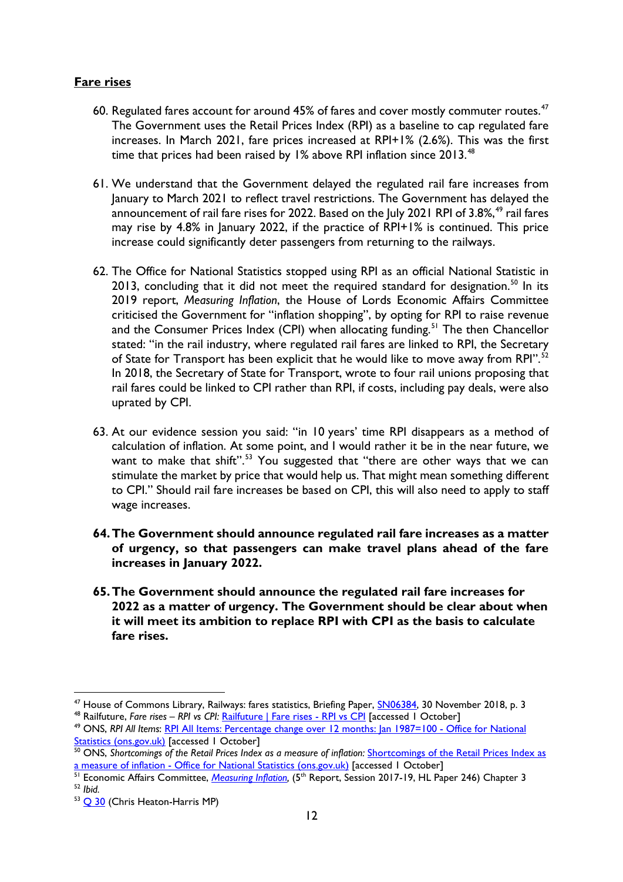## Fare rises

60. Regulated fares account for around 45% of fares and cover mostly commuter routes.[47] The Government uses the Retail Prices Index (RPI) as a baseline to cap regulated fare increases. In March 2021, fare prices increased at RPI+1% (2.6%). This was the first time that prices had been raised by 1% above RPI inflation since 2013.[48]

61. We understand that the Government delayed the regulated rail fare increases from January to March 2021 to reflect travel restrictions. The Government has delayed the announcement of rail fare rises for 2022. Based on the July 2021 RPI of 3.8%,[49] rail fares may rise by 4.8% in January 2022, if the practice of RPI+1% is continued. This price increase could significantly deter passengers from returning to the railways.

62. The Office for National Statistics stopped using RPI as an official National Statistic in 2013, concluding that it did not meet the required standard for designation.[50] In its 2019 report, *Measuring Inflation*, the House of Lords Economic Affairs Committee criticised the Government for "inflation shopping", by opting for RPI to raise revenue and the Consumer Prices Index (CPI) when allocating funding.[51] The then Chancellor stated: "in the rail industry, where regulated rail fares are linked to RPI, the Secretary of State for Transport has been explicit that he would like to move away from RPI".[52] In 2018, the Secretary of State for Transport, wrote to four rail unions proposing that rail fares could be linked to CPI rather than RPI, if costs, including pay deals, were also uprated by CPI.

63. At our evidence session you said: "in 10 years' time RPI disappears as a method of calculation of inflation. At some point, and I would rather it be in the near future, we want to make that shift".[53] You suggested that "there are other ways that we can stimulate the market by price that would help us. That might mean something different to CPI." Should rail fare increases be based on CPI, this will also need to apply to staff wage increases.

64. **The Government should announce regulated rail fare increases as a matter of urgency, so that passengers can make travel plans ahead of the fare increases in January 2022.**

65. **The Government should announce the regulated rail fare increases for 2022 as a matter of urgency. The Government should be clear about when it will meet its ambition to replace RPI with CPI as the basis to calculate fare rises.**

---

[47] House of Commons Library, Railways: fares statistics, Briefing Paper, SN06384, 30 November 2018, p. 3

[48] Railfuture, *Fare rises – RPI vs CPI*: Railfuture | Fare rises - RPI vs CPI [accessed 1 October]

[49] ONS, *RPI All Items*: RPI All Items: Percentage change over 12 months: Jan 1987=100 - Office for National Statistics (ons.gov.uk) [accessed 1 October]

[50] ONS, *Shortcomings of the Retail Prices Index as a measure of inflation*: Shortcomings of the Retail Prices Index as a measure of inflation - Office for National Statistics (ons.gov.uk) [accessed 1 October]

[51] Economic Affairs Committee, *Measuring Inflation*, (5th Report, Session 2017-19, HL Paper 246) Chapter 3

[52] *Ibid.*

[53] Q 30 (Chris Heaton-Harris MP)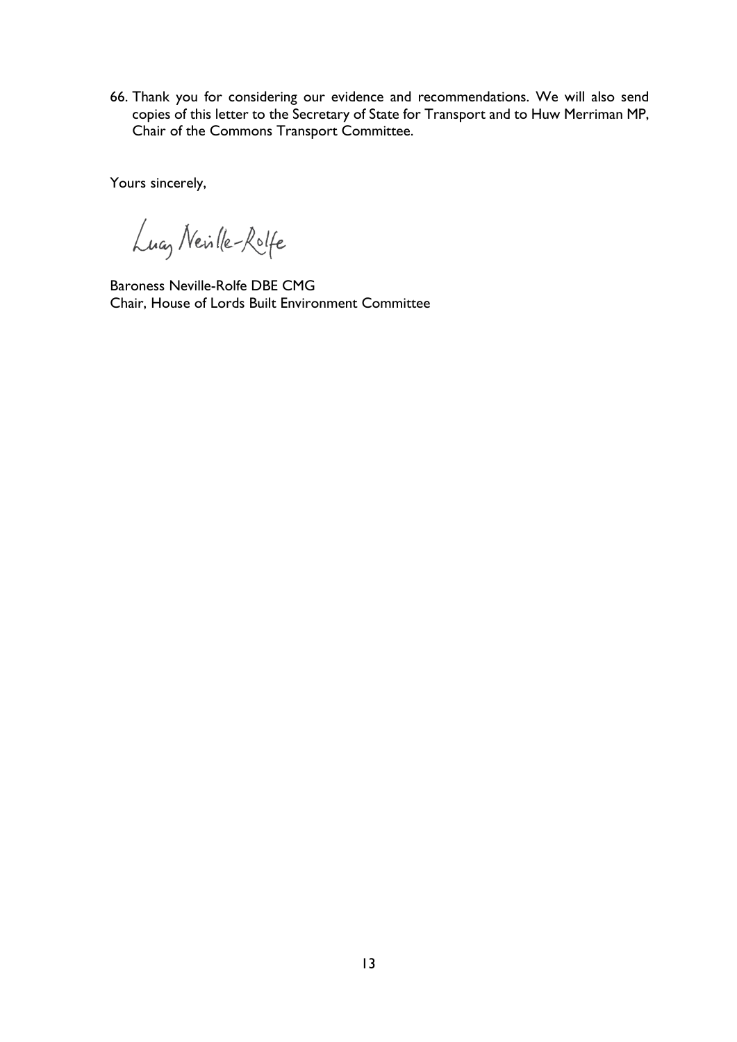66. Thank you for considering our evidence and recommendations. We will also send copies of this letter to the Secretary of State for Transport and to Huw Merriman MP, Chair of the Commons Transport Committee.

Yours sincerely,

Lucy Neville-Rolfe

Baroness Neville-Rolfe DBE CMG
Chair, House of Lords Built Environment Committee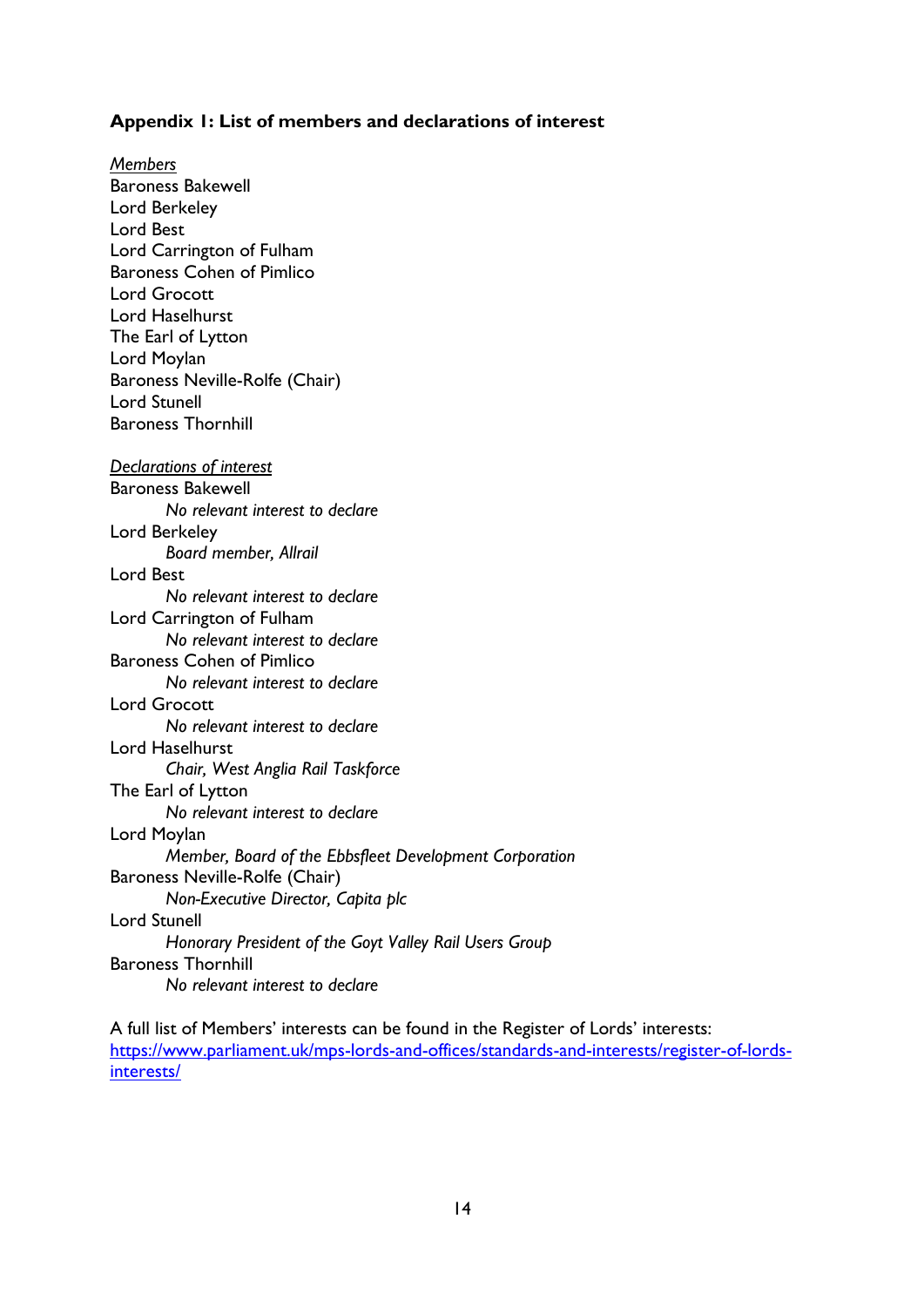**Appendix 1: List of members and declarations of interest**

*Members*

Baroness Bakewell
Lord Berkeley
Lord Best
Lord Carrington of Fulham
Baroness Cohen of Pimlico
Lord Grocott
Lord Haselhurst
The Earl of Lytton
Lord Moylan
Baroness Neville-Rolfe (Chair)
Lord Stunell
Baroness Thornhill

*Declarations of interest*

Baroness Bakewell
: *No relevant interest to declare*

Lord Berkeley
: *Board member, Allrail*

Lord Best
: *No relevant interest to declare*

Lord Carrington of Fulham
: *No relevant interest to declare*

Baroness Cohen of Pimlico
: *No relevant interest to declare*

Lord Grocott
: *No relevant interest to declare*

Lord Haselhurst
: *Chair, West Anglia Rail Taskforce*

The Earl of Lytton
: *No relevant interest to declare*

Lord Moylan
: *Member, Board of the Ebbsfleet Development Corporation*

Baroness Neville-Rolfe (Chair)
: *Non-Executive Director, Capita plc*

Lord Stunell
: *Honorary President of the Goyt Valley Rail Users Group*

Baroness Thornhill
: *No relevant interest to declare*

A full list of Members' interests can be found in the Register of Lords' interests: [https://www.parliament.uk/mps-lords-and-offices/standards-and-interests/register-of-lords-interests/](https://www.parliament.uk/mps-lords-and-offices/standards-and-interests/register-of-lords-interests/)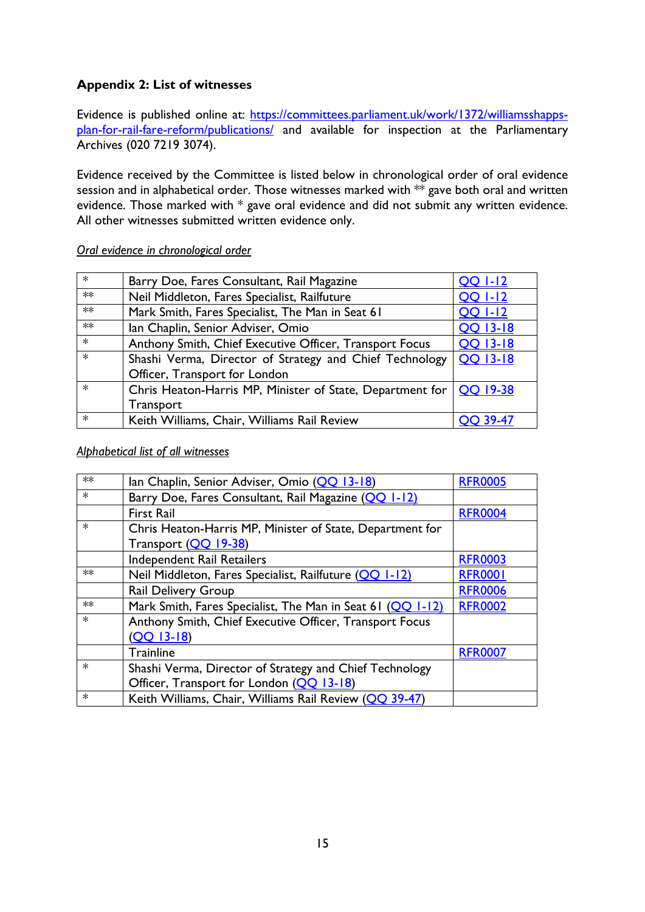**Appendix 2: List of witnesses**

Evidence is published online at: https://committees.parliament.uk/work/1372/williamsshapps-plan-for-rail-fare-reform/publications/ and available for inspection at the Parliamentary Archives (020 7219 3074).

Evidence received by the Committee is listed below in chronological order of oral evidence session and in alphabetical order. Those witnesses marked with ** gave both oral and written evidence. Those marked with * gave oral evidence and did not submit any written evidence. All other witnesses submitted written evidence only.

*Oral evidence in chronological order*

| | | |
|---|---|---|
| * | Barry Doe, Fares Consultant, Rail Magazine | QQ 1-12 |
| ** | Neil Middleton, Fares Specialist, Railfuture | QQ 1-12 |
| ** | Mark Smith, Fares Specialist, The Man in Seat 61 | QQ 1-12 |
| ** | Ian Chaplin, Senior Adviser, Omio | QQ 13-18 |
| * | Anthony Smith, Chief Executive Officer, Transport Focus | QQ 13-18 |
| * | Shashi Verma, Director of Strategy and Chief Technology Officer, Transport for London | QQ 13-18 |
| * | Chris Heaton-Harris MP, Minister of State, Department for Transport | QQ 19-38 |
| * | Keith Williams, Chair, Williams Rail Review | QQ 39-47 |

*Alphabetical list of all witnesses*

| | | |
|---|---|---|
| ** | Ian Chaplin, Senior Adviser, Omio (QQ 13-18) | RFR0005 |
| * | Barry Doe, Fares Consultant, Rail Magazine (QQ 1-12) | |
| | First Rail | RFR0004 |
| * | Chris Heaton-Harris MP, Minister of State, Department for Transport (QQ 19-38) | |
| | Independent Rail Retailers | RFR0003 |
| ** | Neil Middleton, Fares Specialist, Railfuture (QQ 1-12) | RFR0001 |
| | Rail Delivery Group | RFR0006 |
| ** | Mark Smith, Fares Specialist, The Man in Seat 61 (QQ 1-12) | RFR0002 |
| * | Anthony Smith, Chief Executive Officer, Transport Focus (QQ 13-18) | |
| | Trainline | RFR0007 |
| * | Shashi Verma, Director of Strategy and Chief Technology Officer, Transport for London (QQ 13-18) | |
| * | Keith Williams, Chair, Williams Rail Review (QQ 39-47) | |